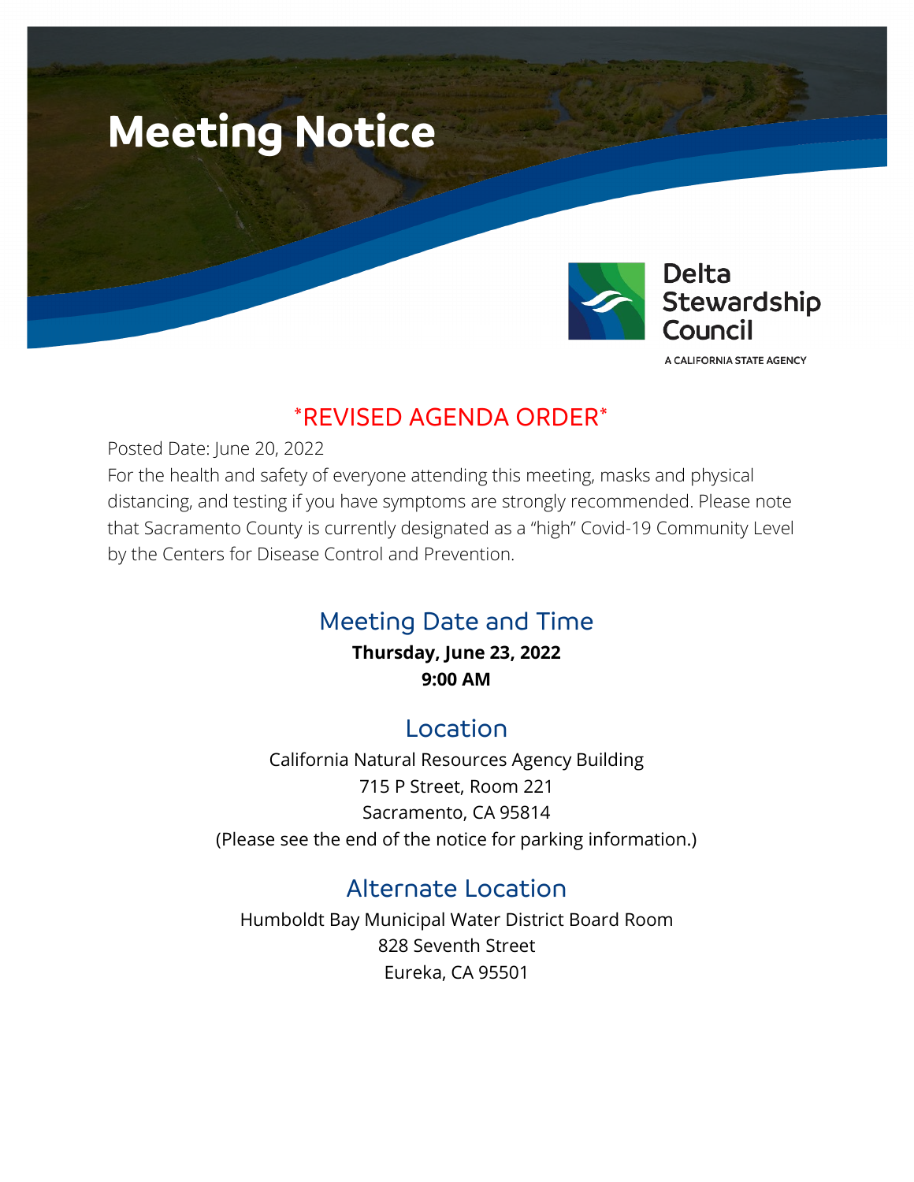# Meeting Notice

Delta Stewardship Council

A CALIFORNIA STATE AGENCY

## *REVISED AGENDA ORDER*

Posted Date: June 20, 2022

For the health and safety of everyone attending this meeting, masks and physical distancing, and testing if you have symptoms are strongly recommended. Please note that Sacramento County is currently designated as a “high” Covid-19 Community Level by the Centers for Disease Control and Prevention.

## Meeting Date and Time

**Thursday, June 23, 2022**

**9:00 AM**

## Location

California Natural Resources Agency Building

715 P Street, Room 221

Sacramento, CA 95814

(Please see the end of the notice for parking information.)

## Alternate Location

Humboldt Bay Municipal Water District Board Room

828 Seventh Street

Eureka, CA 95501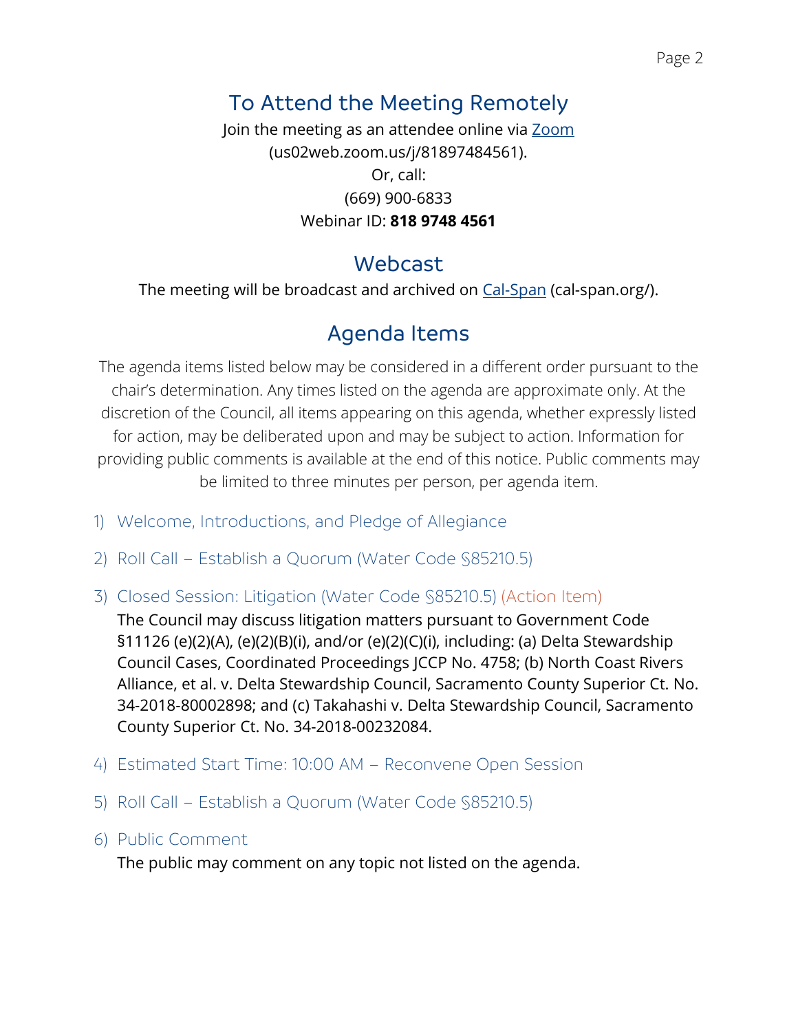## To Attend the Meeting Remotely

Join the meeting as an attendee online via [Zoom](us02web.zoom.us/j/81897484561) (us02web.zoom.us/j/81897484561).
Or, call:
(669) 900-6833
Webinar ID: **818 9748 4561**

## Webcast

The meeting will be broadcast and archived on [Cal-Span](cal-span.org/) (cal-span.org/).

## Agenda Items

The agenda items listed below may be considered in a different order pursuant to the chair's determination. Any times listed on the agenda are approximate only. At the discretion of the Council, all items appearing on this agenda, whether expressly listed for action, may be deliberated upon and may be subject to action. Information for providing public comments is available at the end of this notice. Public comments may be limited to three minutes per person, per agenda item.

1) Welcome, Introductions, and Pledge of Allegiance

2) Roll Call – Establish a Quorum (Water Code §85210.5)

3) Closed Session: Litigation (Water Code §85210.5) (Action Item)

   The Council may discuss litigation matters pursuant to Government Code §11126 (e)(2)(A), (e)(2)(B)(i), and/or (e)(2)(C)(i), including: (a) Delta Stewardship Council Cases, Coordinated Proceedings JCCP No. 4758; (b) North Coast Rivers Alliance, et al. v. Delta Stewardship Council, Sacramento County Superior Ct. No. 34-2018-80002898; and (c) Takahashi v. Delta Stewardship Council, Sacramento County Superior Ct. No. 34-2018-00232084.

4) Estimated Start Time: 10:00 AM – Reconvene Open Session

5) Roll Call – Establish a Quorum (Water Code §85210.5)

6) Public Comment

   The public may comment on any topic not listed on the agenda.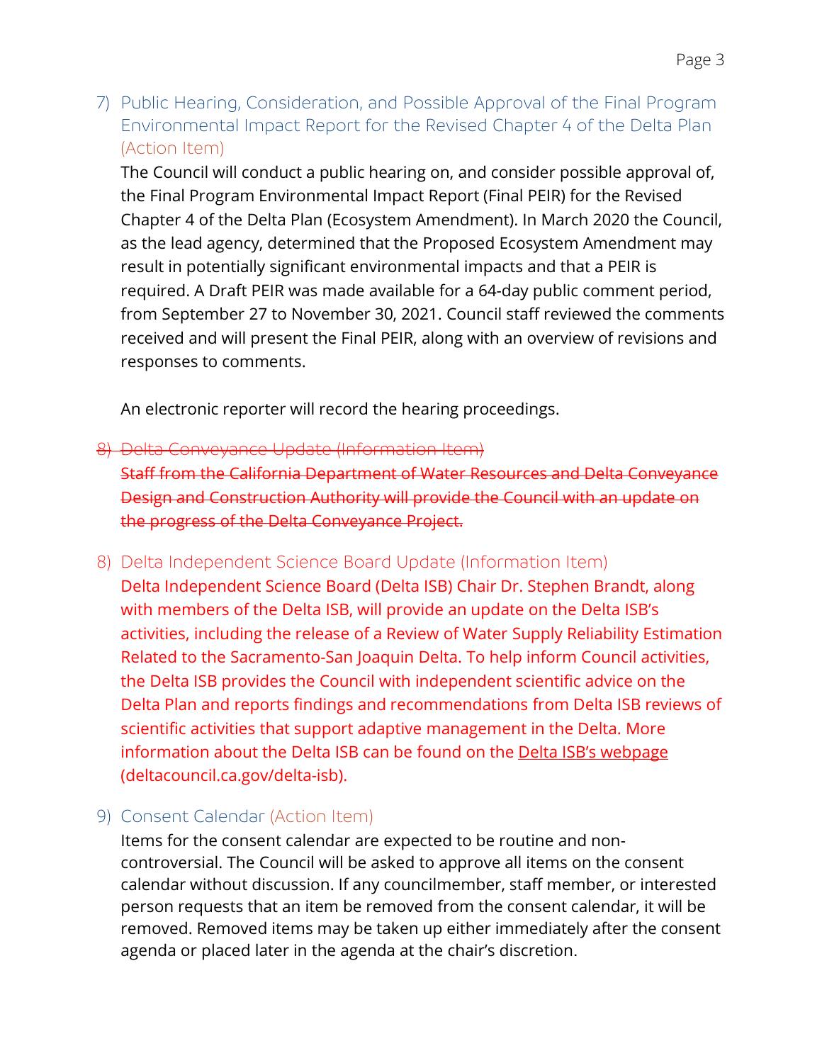## 7) Public Hearing, Consideration, and Possible Approval of the Final Program Environmental Impact Report for the Revised Chapter 4 of the Delta Plan (Action Item)

The Council will conduct a public hearing on, and consider possible approval of, the Final Program Environmental Impact Report (Final PEIR) for the Revised Chapter 4 of the Delta Plan (Ecosystem Amendment). In March 2020 the Council, as the lead agency, determined that the Proposed Ecosystem Amendment may result in potentially significant environmental impacts and that a PEIR is required. A Draft PEIR was made available for a 64-day public comment period, from September 27 to November 30, 2021. Council staff reviewed the comments received and will present the Final PEIR, along with an overview of revisions and responses to comments.

An electronic reporter will record the hearing proceedings.

## ~~8) Delta Conveyance Update (Information Item)~~

~~Staff from the California Department of Water Resources and Delta Conveyance Design and Construction Authority will provide the Council with an update on the progress of the Delta Conveyance Project.~~

## 8) Delta Independent Science Board Update (Information Item)

Delta Independent Science Board (Delta ISB) Chair Dr. Stephen Brandt, along with members of the Delta ISB, will provide an update on the Delta ISB's activities, including the release of a Review of Water Supply Reliability Estimation Related to the Sacramento-San Joaquin Delta. To help inform Council activities, the Delta ISB provides the Council with independent scientific advice on the Delta Plan and reports findings and recommendations from Delta ISB reviews of scientific activities that support adaptive management in the Delta. More information about the Delta ISB can be found on the Delta ISB's webpage (deltacouncil.ca.gov/delta-isb).

## 9) Consent Calendar (Action Item)

Items for the consent calendar are expected to be routine and non-controversial. The Council will be asked to approve all items on the consent calendar without discussion. If any councilmember, staff member, or interested person requests that an item be removed from the consent calendar, it will be removed. Removed items may be taken up either immediately after the consent agenda or placed later in the agenda at the chair's discretion.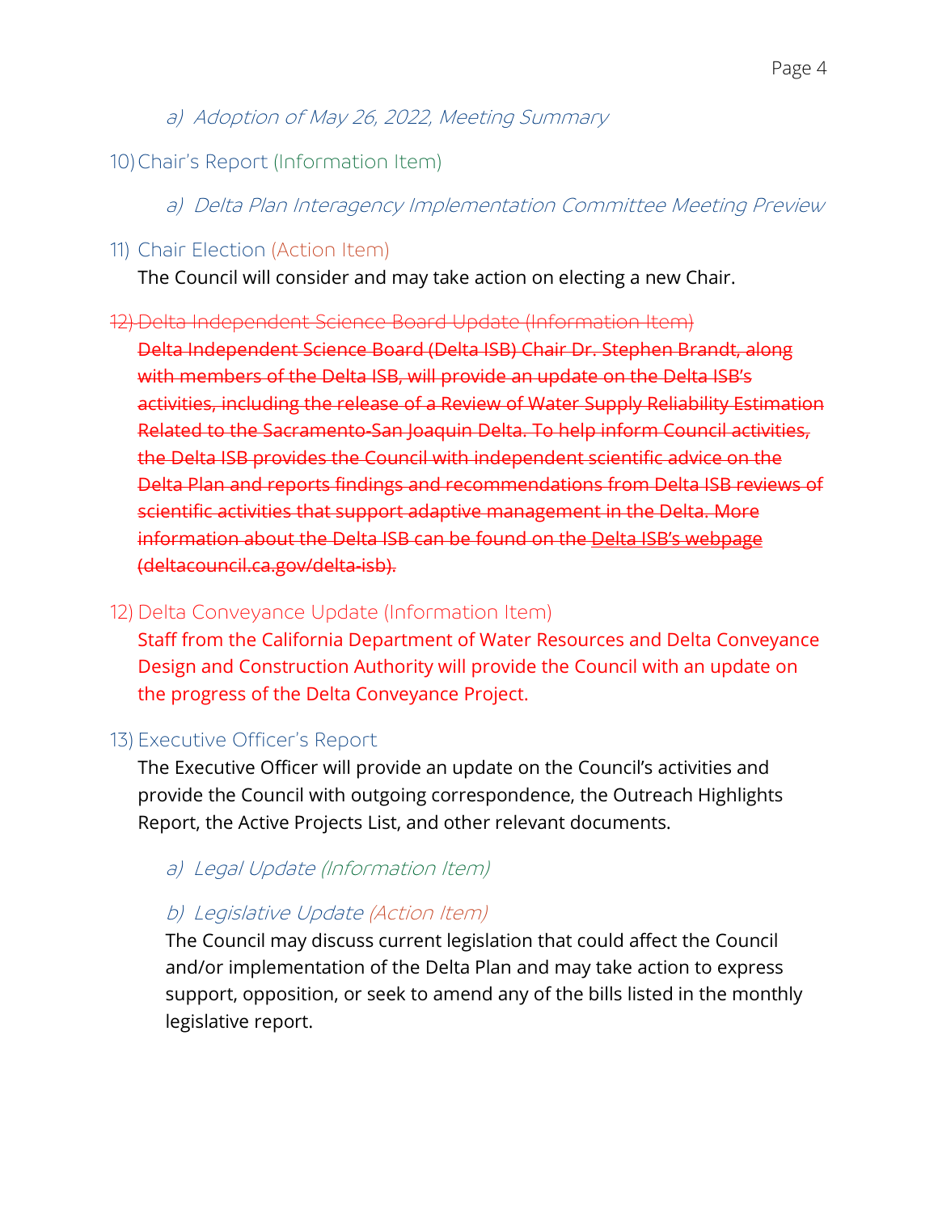a) *Adoption of May 26, 2022, Meeting Summary*

10) Chair's Report (Information Item)

  a) *Delta Plan Interagency Implementation Committee Meeting Preview*

11) Chair Election (Action Item)

  The Council will consider and may take action on electing a new Chair.

~~12) Delta Independent Science Board Update (Information Item)~~

  ~~Delta Independent Science Board (Delta ISB) Chair Dr. Stephen Brandt, along with members of the Delta ISB, will provide an update on the Delta ISB's activities, including the release of a Review of Water Supply Reliability Estimation Related to the Sacramento-San Joaquin Delta. To help inform Council activities, the Delta ISB provides the Council with independent scientific advice on the Delta Plan and reports findings and recommendations from Delta ISB reviews of scientific activities that support adaptive management in the Delta. More information about the Delta ISB can be found on the Delta ISB's webpage (deltacouncil.ca.gov/delta-isb).~~

12) Delta Conveyance Update (Information Item)

  Staff from the California Department of Water Resources and Delta Conveyance Design and Construction Authority will provide the Council with an update on the progress of the Delta Conveyance Project.

13) Executive Officer's Report

  The Executive Officer will provide an update on the Council's activities and provide the Council with outgoing correspondence, the Outreach Highlights Report, the Active Projects List, and other relevant documents.

  a) *Legal Update (Information Item)*

  b) *Legislative Update (Action Item)*

  The Council may discuss current legislation that could affect the Council and/or implementation of the Delta Plan and may take action to express support, opposition, or seek to amend any of the bills listed in the monthly legislative report.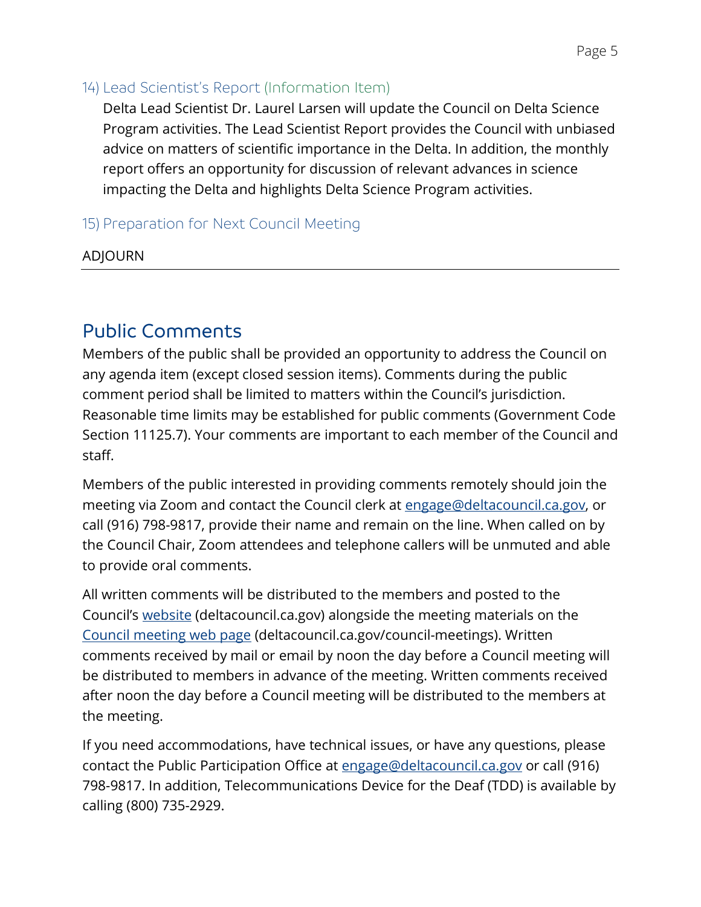### 14) Lead Scientist's Report (Information Item)

Delta Lead Scientist Dr. Laurel Larsen will update the Council on Delta Science Program activities. The Lead Scientist Report provides the Council with unbiased advice on matters of scientific importance in the Delta. In addition, the monthly report offers an opportunity for discussion of relevant advances in science impacting the Delta and highlights Delta Science Program activities.

### 15) Preparation for Next Council Meeting

ADJOURN

---

## Public Comments

Members of the public shall be provided an opportunity to address the Council on any agenda item (except closed session items). Comments during the public comment period shall be limited to matters within the Council's jurisdiction. Reasonable time limits may be established for public comments (Government Code Section 11125.7). Your comments are important to each member of the Council and staff.

Members of the public interested in providing comments remotely should join the meeting via Zoom and contact the Council clerk at [engage@deltacouncil.ca.gov](mailto:engage@deltacouncil.ca.gov), or call (916) 798-9817, provide their name and remain on the line. When called on by the Council Chair, Zoom attendees and telephone callers will be unmuted and able to provide oral comments.

All written comments will be distributed to the members and posted to the Council's [website](https://deltacouncil.ca.gov) (deltacouncil.ca.gov) alongside the meeting materials on the [Council meeting web page](https://deltacouncil.ca.gov/council-meetings) (deltacouncil.ca.gov/council-meetings). Written comments received by mail or email by noon the day before a Council meeting will be distributed to members in advance of the meeting. Written comments received after noon the day before a Council meeting will be distributed to the members at the meeting.

If you need accommodations, have technical issues, or have any questions, please contact the Public Participation Office at [engage@deltacouncil.ca.gov](mailto:engage@deltacouncil.ca.gov) or call (916) 798-9817. In addition, Telecommunications Device for the Deaf (TDD) is available by calling (800) 735-2929.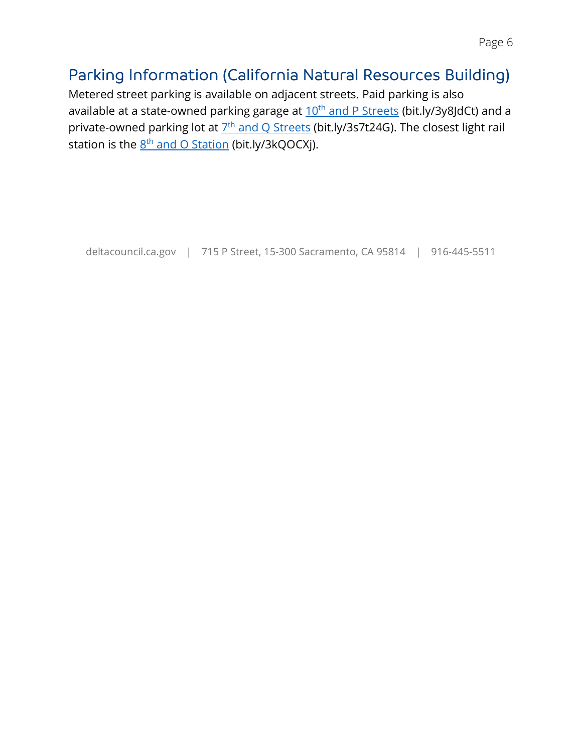## Parking Information (California Natural Resources Building)

Metered street parking is available on adjacent streets. Paid parking is also available at a state-owned parking garage at 10th and P Streets (bit.ly/3y8JdCt) and a private-owned parking lot at 7th and Q Streets (bit.ly/3s7t24G). The closest light rail station is the 8th and O Station (bit.ly/3kQOCXj).